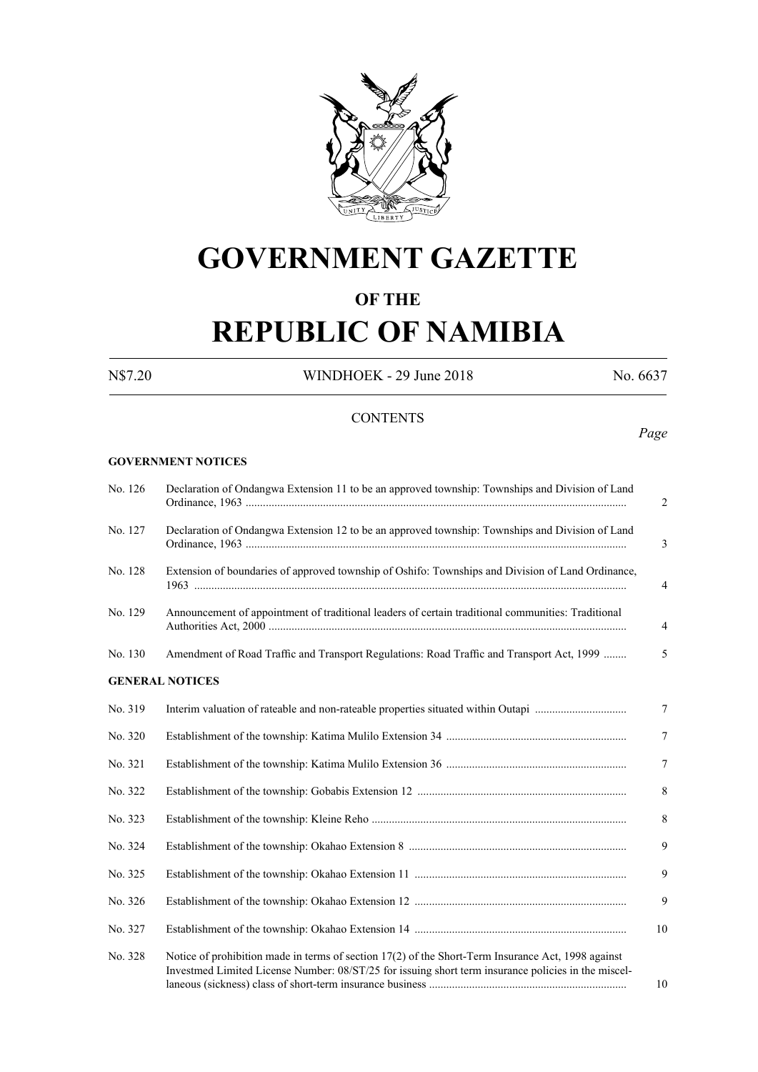# GOVERNMENT GAZETTE

## OF THE

# REPUBLIC OF NAMIBIA

N$7.20 WINDHOEK - 29 June 2018 No. 6637

CONTENTS

*Page*

**GOVERNMENT NOTICES**

| | | |
|---|---|---|
| No. 126 | Declaration of Ondangwa Extension 11 to be an approved township: Townships and Division of Land Ordinance, 1963 | 2 |
| No. 127 | Declaration of Ondangwa Extension 12 to be an approved township: Townships and Division of Land Ordinance, 1963 | 3 |
| No. 128 | Extension of boundaries of approved township of Oshifo: Townships and Division of Land Ordinance, 1963 | 4 |
| No. 129 | Announcement of appointment of traditional leaders of certain traditional communities: Traditional Authorities Act, 2000 | 4 |
| No. 130 | Amendment of Road Traffic and Transport Regulations: Road Traffic and Transport Act, 1999 | 5 |

**GENERAL NOTICES**

| | | |
|---|---|---|
| No. 319 | Interim valuation of rateable and non-rateable properties situated within Outapi | 7 |
| No. 320 | Establishment of the township: Katima Mulilo Extension 34 | 7 |
| No. 321 | Establishment of the township: Katima Mulilo Extension 36 | 7 |
| No. 322 | Establishment of the township: Gobabis Extension 12 | 8 |
| No. 323 | Establishment of the township: Kleine Reho | 8 |
| No. 324 | Establishment of the township: Okahao Extension 8 | 9 |
| No. 325 | Establishment of the township: Okahao Extension 11 | 9 |
| No. 326 | Establishment of the township: Okahao Extension 12 | 9 |
| No. 327 | Establishment of the township: Okahao Extension 14 | 10 |
| No. 328 | Notice of prohibition made in terms of section 17(2) of the Short-Term Insurance Act, 1998 against Investmed Limited License Number: 08/ST/25 for issuing short term insurance policies in the miscellaneous (sickness) class of short-term insurance business | 10 |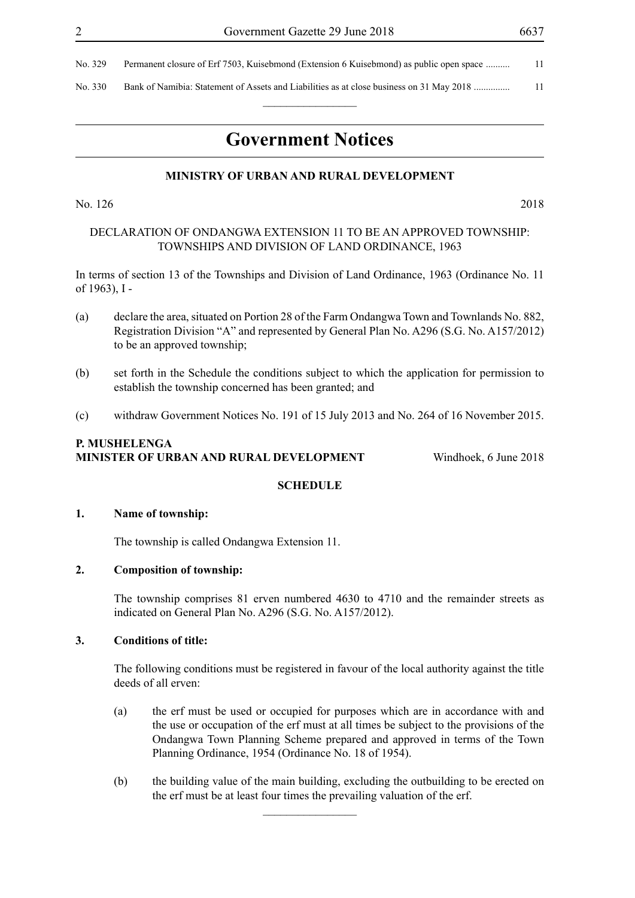| No. 329 | Permanent closure of Erf 7503, Kuisebmond (Extension 6 Kuisebmond) as public open space .......... | 11 |
|---|---|---|
| No. 330 | Bank of Namibia: Statement of Assets and Liabilities as at close business on 31 May 2018 .............. | 11 |

# Government Notices

## MINISTRY OF URBAN AND RURAL DEVELOPMENT

No. 126 2018

DECLARATION OF ONDANGWA EXTENSION 11 TO BE AN APPROVED TOWNSHIP: TOWNSHIPS AND DIVISION OF LAND ORDINANCE, 1963

In terms of section 13 of the Townships and Division of Land Ordinance, 1963 (Ordinance No. 11 of 1963), I -

(a) declare the area, situated on Portion 28 of the Farm Ondangwa Town and Townlands No. 882, Registration Division "A" and represented by General Plan No. A296 (S.G. No. A157/2012) to be an approved township;

(b) set forth in the Schedule the conditions subject to which the application for permission to establish the township concerned has been granted; and

(c) withdraw Government Notices No. 191 of 15 July 2013 and No. 264 of 16 November 2015.

**P. MUSHELENGA**
**MINISTER OF URBAN AND RURAL DEVELOPMENT** Windhoek, 6 June 2018

**SCHEDULE**

**1. Name of township:**

The township is called Ondangwa Extension 11.

**2. Composition of township:**

The township comprises 81 erven numbered 4630 to 4710 and the remainder streets as indicated on General Plan No. A296 (S.G. No. A157/2012).

**3. Conditions of title:**

The following conditions must be registered in favour of the local authority against the title deeds of all erven:

(a) the erf must be used or occupied for purposes which are in accordance with and the use or occupation of the erf must at all times be subject to the provisions of the Ondangwa Town Planning Scheme prepared and approved in terms of the Town Planning Ordinance, 1954 (Ordinance No. 18 of 1954).

(b) the building value of the main building, excluding the outbuilding to be erected on the erf must be at least four times the prevailing valuation of the erf.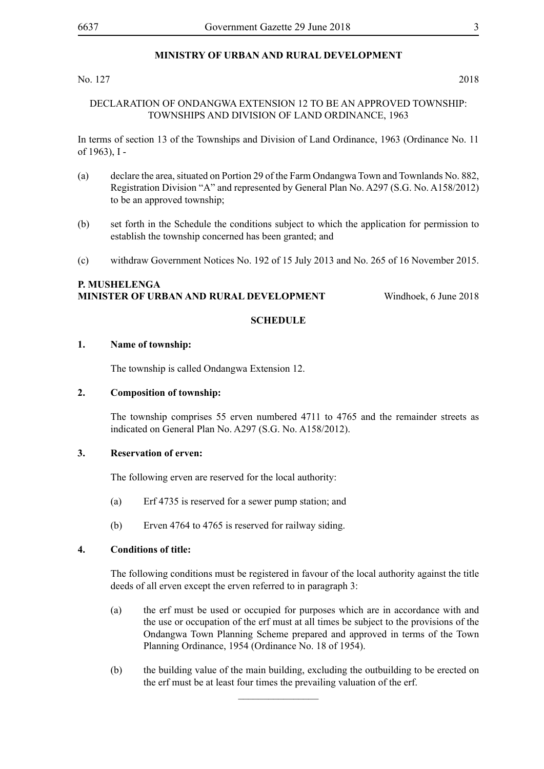**MINISTRY OF URBAN AND RURAL DEVELOPMENT**

No. 127 2018

DECLARATION OF ONDANGWA EXTENSION 12 TO BE AN APPROVED TOWNSHIP: TOWNSHIPS AND DIVISION OF LAND ORDINANCE, 1963

In terms of section 13 of the Townships and Division of Land Ordinance, 1963 (Ordinance No. 11 of 1963), I -

(a) declare the area, situated on Portion 29 of the Farm Ondangwa Town and Townlands No. 882, Registration Division "A" and represented by General Plan No. A297 (S.G. No. A158/2012) to be an approved township;

(b) set forth in the Schedule the conditions subject to which the application for permission to establish the township concerned has been granted; and

(c) withdraw Government Notices No. 192 of 15 July 2013 and No. 265 of 16 November 2015.

**P. MUSHELENGA**
**MINISTER OF URBAN AND RURAL DEVELOPMENT** Windhoek, 6 June 2018

**SCHEDULE**

**1. Name of township:**

The township is called Ondangwa Extension 12.

**2. Composition of township:**

The township comprises 55 erven numbered 4711 to 4765 and the remainder streets as indicated on General Plan No. A297 (S.G. No. A158/2012).

**3. Reservation of erven:**

The following erven are reserved for the local authority:

(a) Erf 4735 is reserved for a sewer pump station; and

(b) Erven 4764 to 4765 is reserved for railway siding.

**4. Conditions of title:**

The following conditions must be registered in favour of the local authority against the title deeds of all erven except the erven referred to in paragraph 3:

(a) the erf must be used or occupied for purposes which are in accordance with and the use or occupation of the erf must at all times be subject to the provisions of the Ondangwa Town Planning Scheme prepared and approved in terms of the Town Planning Ordinance, 1954 (Ordinance No. 18 of 1954).

(b) the building value of the main building, excluding the outbuilding to be erected on the erf must be at least four times the prevailing valuation of the erf.

________________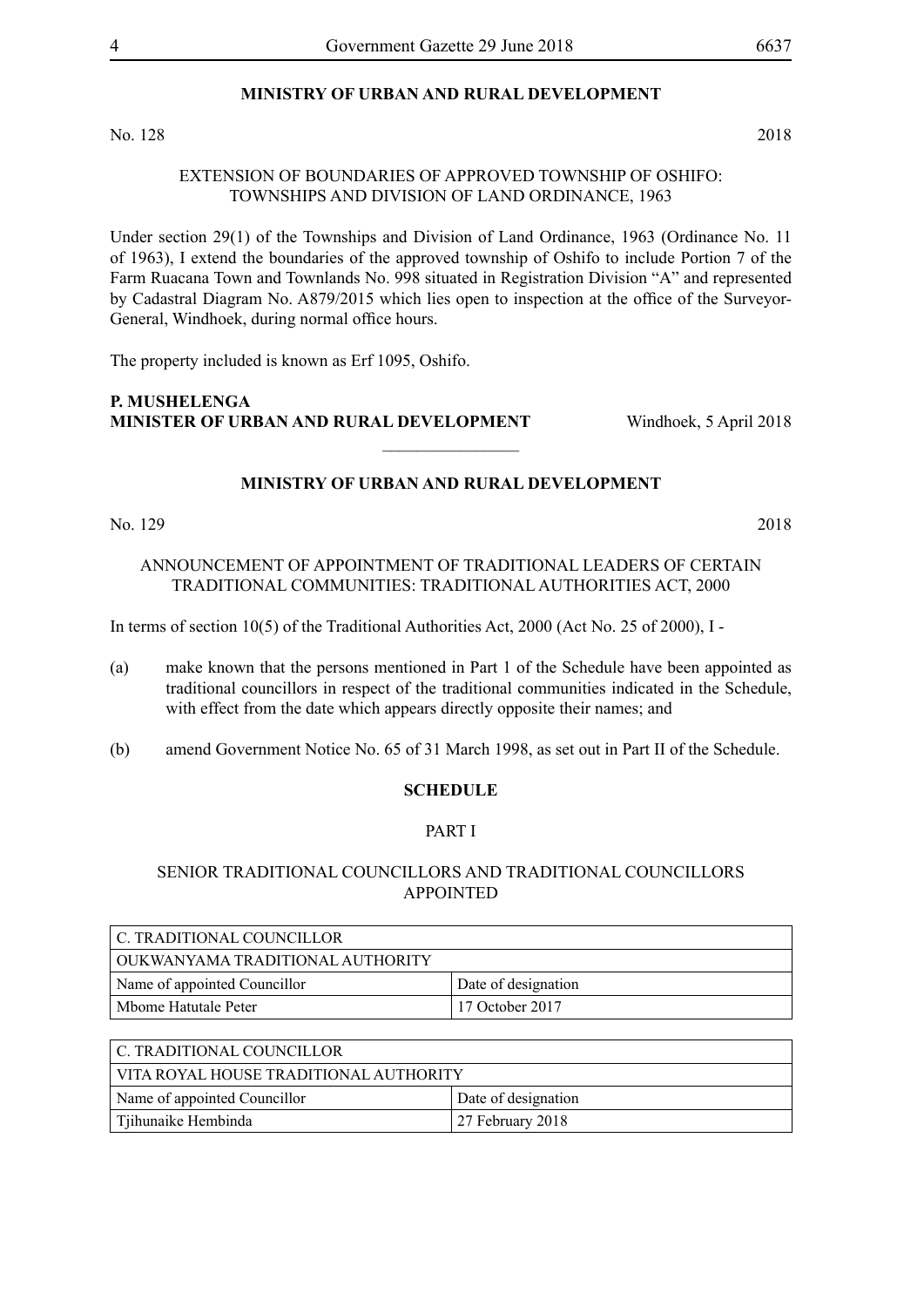## MINISTRY OF URBAN AND RURAL DEVELOPMENT

No. 128 2018

EXTENSION OF BOUNDARIES OF APPROVED TOWNSHIP OF OSHIFO: TOWNSHIPS AND DIVISION OF LAND ORDINANCE, 1963

Under section 29(1) of the Townships and Division of Land Ordinance, 1963 (Ordinance No. 11 of 1963), I extend the boundaries of the approved township of Oshifo to include Portion 7 of the Farm Ruacana Town and Townlands No. 998 situated in Registration Division "A" and represented by Cadastral Diagram No. A879/2015 which lies open to inspection at the office of the Surveyor-General, Windhoek, during normal office hours.

The property included is known as Erf 1095, Oshifo.

**P. MUSHELENGA**
**MINISTER OF URBAN AND RURAL DEVELOPMENT** Windhoek, 5 April 2018

---

## MINISTRY OF URBAN AND RURAL DEVELOPMENT

No. 129 2018

ANNOUNCEMENT OF APPOINTMENT OF TRADITIONAL LEADERS OF CERTAIN TRADITIONAL COMMUNITIES: TRADITIONAL AUTHORITIES ACT, 2000

In terms of section 10(5) of the Traditional Authorities Act, 2000 (Act No. 25 of 2000), I -

(a) make known that the persons mentioned in Part 1 of the Schedule have been appointed as traditional councillors in respect of the traditional communities indicated in the Schedule, with effect from the date which appears directly opposite their names; and

(b) amend Government Notice No. 65 of 31 March 1998, as set out in Part II of the Schedule.

**SCHEDULE**

PART I

SENIOR TRADITIONAL COUNCILLORS AND TRADITIONAL COUNCILLORS APPOINTED

| C. TRADITIONAL COUNCILLOR | |
|---|---|
| OUKWANYAMA TRADITIONAL AUTHORITY | |
| Name of appointed Councillor | Date of designation |
| Mbome Hatutale Peter | 17 October 2017 |

| C. TRADITIONAL COUNCILLOR | |
|---|---|
| VITA ROYAL HOUSE TRADITIONAL AUTHORITY | |
| Name of appointed Councillor | Date of designation |
| Tjihunaike Hembinda | 27 February 2018 |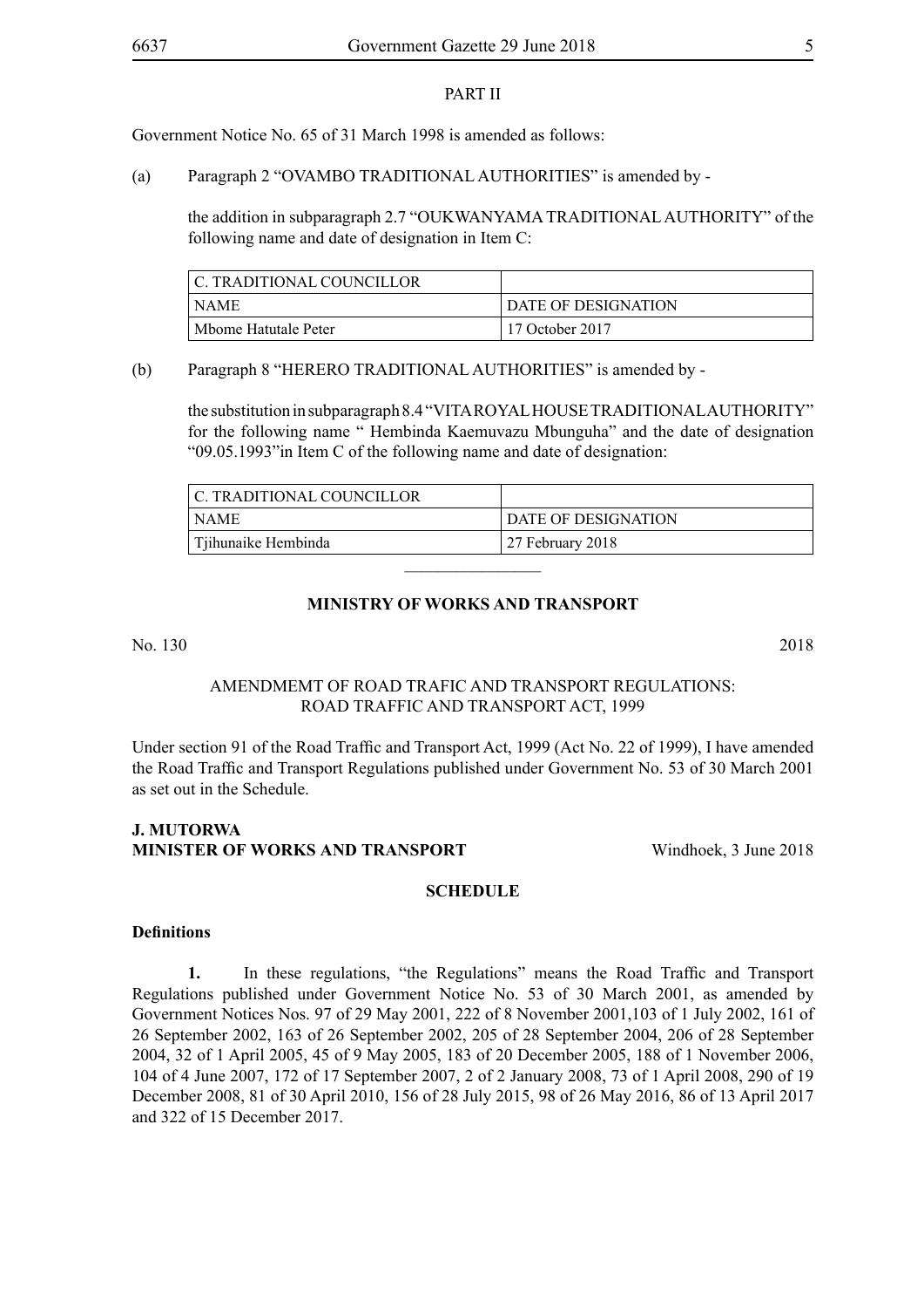PART II

Government Notice No. 65 of 31 March 1998 is amended as follows:

(a) Paragraph 2 "OVAMBO TRADITIONAL AUTHORITIES" is amended by -

the addition in subparagraph 2.7 "OUKWANYAMA TRADITIONAL AUTHORITY" of the following name and date of designation in Item C:

| C. TRADITIONAL COUNCILLOR | |
|---|---|
| NAME | DATE OF DESIGNATION |
| Mbome Hatutale Peter | 17 October 2017 |

(b) Paragraph 8 "HERERO TRADITIONAL AUTHORITIES" is amended by -

the substitution in subparagraph 8.4 "VITA ROYAL HOUSE TRADITIONAL AUTHORITY" for the following name " Hembinda Kaemuvazu Mbunguha" and the date of designation "09.05.1993"in Item C of the following name and date of designation:

| C. TRADITIONAL COUNCILLOR | |
|---|---|
| NAME | DATE OF DESIGNATION |
| Tjihunaike Hembinda | 27 February 2018 |

---

**MINISTRY OF WORKS AND TRANSPORT**

No. 130 2018

AMENDMEMT OF ROAD TRAFIC AND TRANSPORT REGULATIONS: ROAD TRAFFIC AND TRANSPORT ACT, 1999

Under section 91 of the Road Traffic and Transport Act, 1999 (Act No. 22 of 1999), I have amended the Road Traffic and Transport Regulations published under Government No. 53 of 30 March 2001 as set out in the Schedule.

**J. MUTORWA**
**MINISTER OF WORKS AND TRANSPORT** Windhoek, 3 June 2018

**SCHEDULE**

**Definitions**

**1.** In these regulations, "the Regulations" means the Road Traffic and Transport Regulations published under Government Notice No. 53 of 30 March 2001, as amended by Government Notices Nos. 97 of 29 May 2001, 222 of 8 November 2001,103 of 1 July 2002, 161 of 26 September 2002, 163 of 26 September 2002, 205 of 28 September 2004, 206 of 28 September 2004, 32 of 1 April 2005, 45 of 9 May 2005, 183 of 20 December 2005, 188 of 1 November 2006, 104 of 4 June 2007, 172 of 17 September 2007, 2 of 2 January 2008, 73 of 1 April 2008, 290 of 19 December 2008, 81 of 30 April 2010, 156 of 28 July 2015, 98 of 26 May 2016, 86 of 13 April 2017 and 322 of 15 December 2017.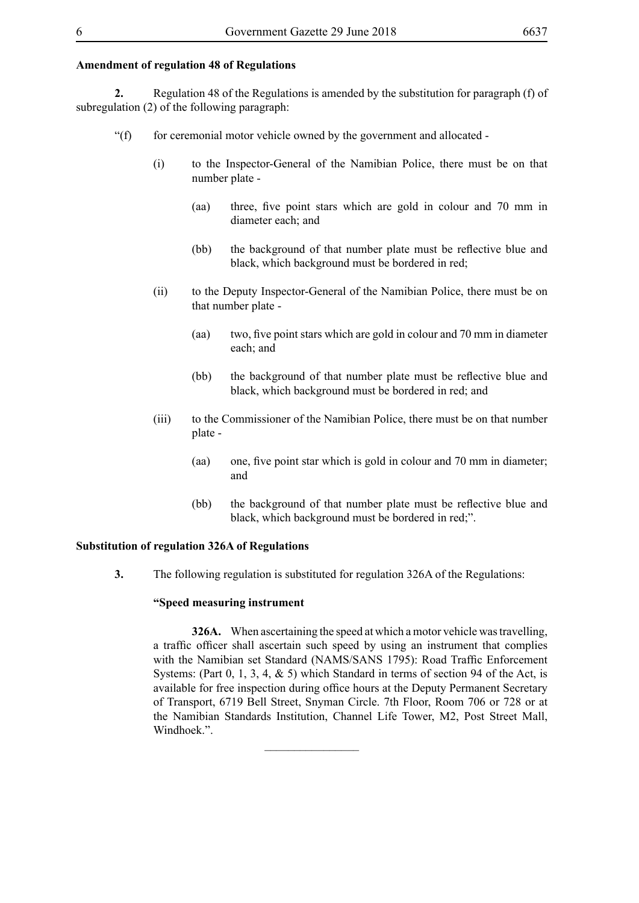**Amendment of regulation 48 of Regulations**

**2.** Regulation 48 of the Regulations is amended by the substitution for paragraph (f) of subregulation (2) of the following paragraph:

"(f) for ceremonial motor vehicle owned by the government and allocated -

(i) to the Inspector-General of the Namibian Police, there must be on that number plate -

(aa) three, five point stars which are gold in colour and 70 mm in diameter each; and

(bb) the background of that number plate must be reflective blue and black, which background must be bordered in red;

(ii) to the Deputy Inspector-General of the Namibian Police, there must be on that number plate -

(aa) two, five point stars which are gold in colour and 70 mm in diameter each; and

(bb) the background of that number plate must be reflective blue and black, which background must be bordered in red; and

(iii) to the Commissioner of the Namibian Police, there must be on that number plate -

(aa) one, five point star which is gold in colour and 70 mm in diameter; and

(bb) the background of that number plate must be reflective blue and black, which background must be bordered in red;".

**Substitution of regulation 326A of Regulations**

**3.** The following regulation is substituted for regulation 326A of the Regulations:

**"Speed measuring instrument**

**326A.** When ascertaining the speed at which a motor vehicle was travelling, a traffic officer shall ascertain such speed by using an instrument that complies with the Namibian set Standard (NAMS/SANS 1795): Road Traffic Enforcement Systems: (Part 0, 1, 3, 4, & 5) which Standard in terms of section 94 of the Act, is available for free inspection during office hours at the Deputy Permanent Secretary of Transport, 6719 Bell Street, Snyman Circle. 7th Floor, Room 706 or 728 or at the Namibian Standards Institution, Channel Life Tower, M2, Post Street Mall, Windhoek.".

________________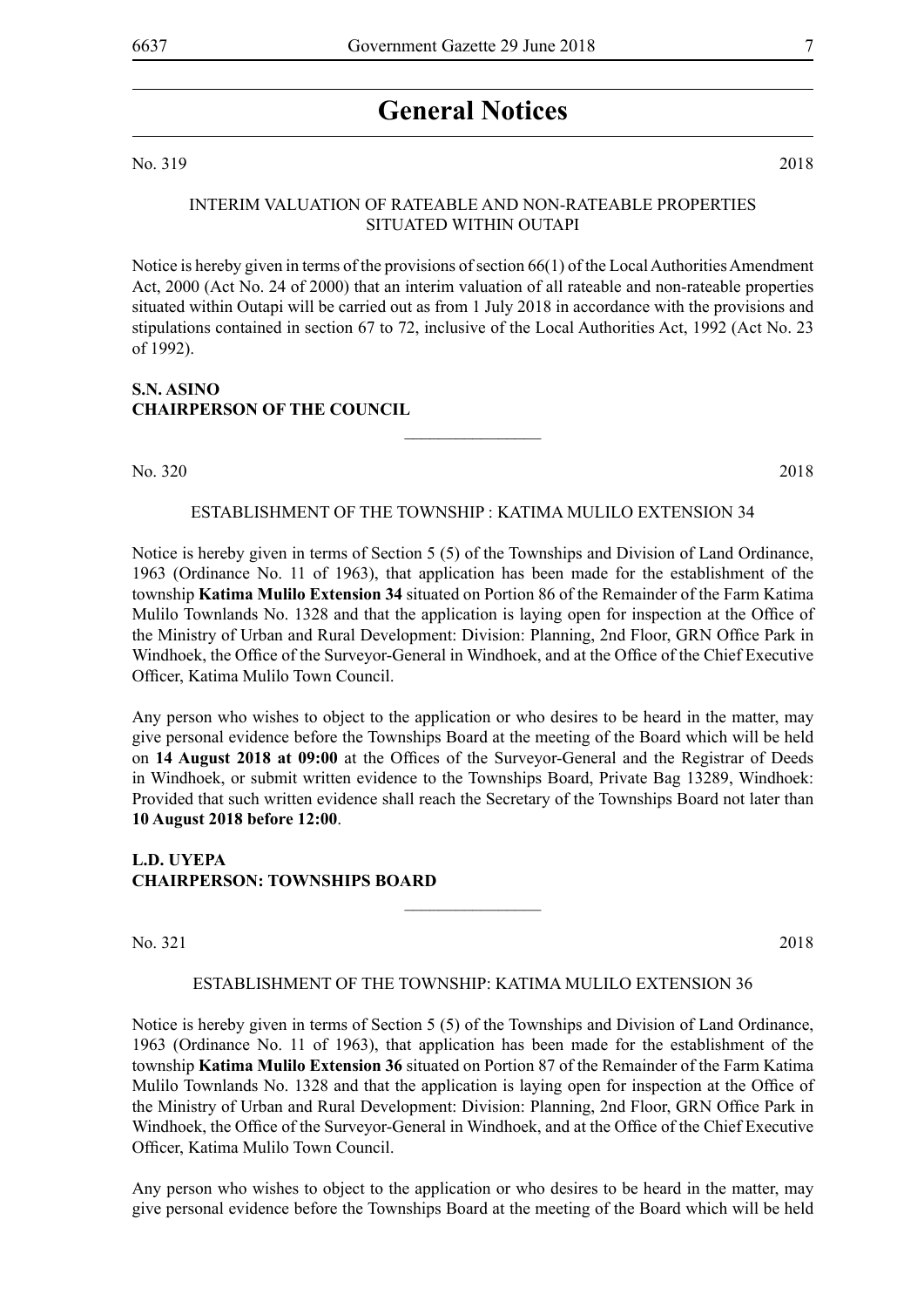# General Notices

No. 319 2018

INTERIM VALUATION OF RATEABLE AND NON-RATEABLE PROPERTIES SITUATED WITHIN OUTAPI

Notice is hereby given in terms of the provisions of section 66(1) of the Local Authorities Amendment Act, 2000 (Act No. 24 of 2000) that an interim valuation of all rateable and non-rateable properties situated within Outapi will be carried out as from 1 July 2018 in accordance with the provisions and stipulations contained in section 67 to 72, inclusive of the Local Authorities Act, 1992 (Act No. 23 of 1992).

**S.N. ASINO**
**CHAIRPERSON OF THE COUNCIL**

---

No. 320 2018

ESTABLISHMENT OF THE TOWNSHIP : KATIMA MULILO EXTENSION 34

Notice is hereby given in terms of Section 5 (5) of the Townships and Division of Land Ordinance, 1963 (Ordinance No. 11 of 1963), that application has been made for the establishment of the township **Katima Mulilo Extension 34** situated on Portion 86 of the Remainder of the Farm Katima Mulilo Townlands No. 1328 and that the application is laying open for inspection at the Office of the Ministry of Urban and Rural Development: Division: Planning, 2nd Floor, GRN Office Park in Windhoek, the Office of the Surveyor-General in Windhoek, and at the Office of the Chief Executive Officer, Katima Mulilo Town Council.

Any person who wishes to object to the application or who desires to be heard in the matter, may give personal evidence before the Townships Board at the meeting of the Board which will be held on **14 August 2018 at 09:00** at the Offices of the Surveyor-General and the Registrar of Deeds in Windhoek, or submit written evidence to the Townships Board, Private Bag 13289, Windhoek: Provided that such written evidence shall reach the Secretary of the Townships Board not later than **10 August 2018 before 12:00**.

**L.D. UYEPA**
**CHAIRPERSON: TOWNSHIPS BOARD**

---

No. 321 2018

ESTABLISHMENT OF THE TOWNSHIP: KATIMA MULILO EXTENSION 36

Notice is hereby given in terms of Section 5 (5) of the Townships and Division of Land Ordinance, 1963 (Ordinance No. 11 of 1963), that application has been made for the establishment of the township **Katima Mulilo Extension 36** situated on Portion 87 of the Remainder of the Farm Katima Mulilo Townlands No. 1328 and that the application is laying open for inspection at the Office of the Ministry of Urban and Rural Development: Division: Planning, 2nd Floor, GRN Office Park in Windhoek, the Office of the Surveyor-General in Windhoek, and at the Office of the Chief Executive Officer, Katima Mulilo Town Council.

Any person who wishes to object to the application or who desires to be heard in the matter, may give personal evidence before the Townships Board at the meeting of the Board which will be held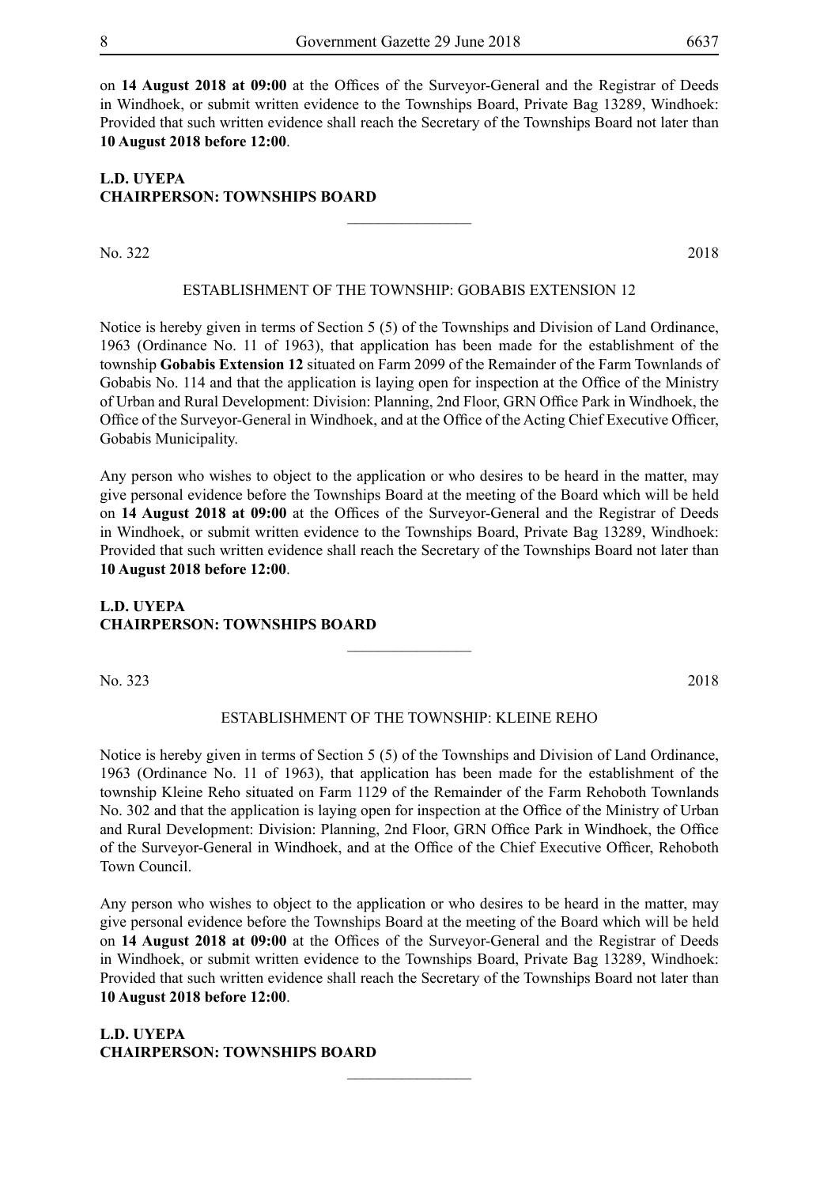on **14 August 2018 at 09:00** at the Offices of the Surveyor-General and the Registrar of Deeds in Windhoek, or submit written evidence to the Townships Board, Private Bag 13289, Windhoek: Provided that such written evidence shall reach the Secretary of the Townships Board not later than **10 August 2018 before 12:00**.

**L.D. UYEPA**
**CHAIRPERSON: TOWNSHIPS BOARD**

---

No. 322 2018

ESTABLISHMENT OF THE TOWNSHIP: GOBABIS EXTENSION 12

Notice is hereby given in terms of Section 5 (5) of the Townships and Division of Land Ordinance, 1963 (Ordinance No. 11 of 1963), that application has been made for the establishment of the township **Gobabis Extension 12** situated on Farm 2099 of the Remainder of the Farm Townlands of Gobabis No. 114 and that the application is laying open for inspection at the Office of the Ministry of Urban and Rural Development: Division: Planning, 2nd Floor, GRN Office Park in Windhoek, the Office of the Surveyor-General in Windhoek, and at the Office of the Acting Chief Executive Officer, Gobabis Municipality.

Any person who wishes to object to the application or who desires to be heard in the matter, may give personal evidence before the Townships Board at the meeting of the Board which will be held on **14 August 2018 at 09:00** at the Offices of the Surveyor-General and the Registrar of Deeds in Windhoek, or submit written evidence to the Townships Board, Private Bag 13289, Windhoek: Provided that such written evidence shall reach the Secretary of the Townships Board not later than **10 August 2018 before 12:00**.

**L.D. UYEPA**
**CHAIRPERSON: TOWNSHIPS BOARD**

---

No. 323 2018

ESTABLISHMENT OF THE TOWNSHIP: KLEINE REHO

Notice is hereby given in terms of Section 5 (5) of the Townships and Division of Land Ordinance, 1963 (Ordinance No. 11 of 1963), that application has been made for the establishment of the township Kleine Reho situated on Farm 1129 of the Remainder of the Farm Rehoboth Townlands No. 302 and that the application is laying open for inspection at the Office of the Ministry of Urban and Rural Development: Division: Planning, 2nd Floor, GRN Office Park in Windhoek, the Office of the Surveyor-General in Windhoek, and at the Office of the Chief Executive Officer, Rehoboth Town Council.

Any person who wishes to object to the application or who desires to be heard in the matter, may give personal evidence before the Townships Board at the meeting of the Board which will be held on **14 August 2018 at 09:00** at the Offices of the Surveyor-General and the Registrar of Deeds in Windhoek, or submit written evidence to the Townships Board, Private Bag 13289, Windhoek: Provided that such written evidence shall reach the Secretary of the Townships Board not later than **10 August 2018 before 12:00**.

**L.D. UYEPA**
**CHAIRPERSON: TOWNSHIPS BOARD**

---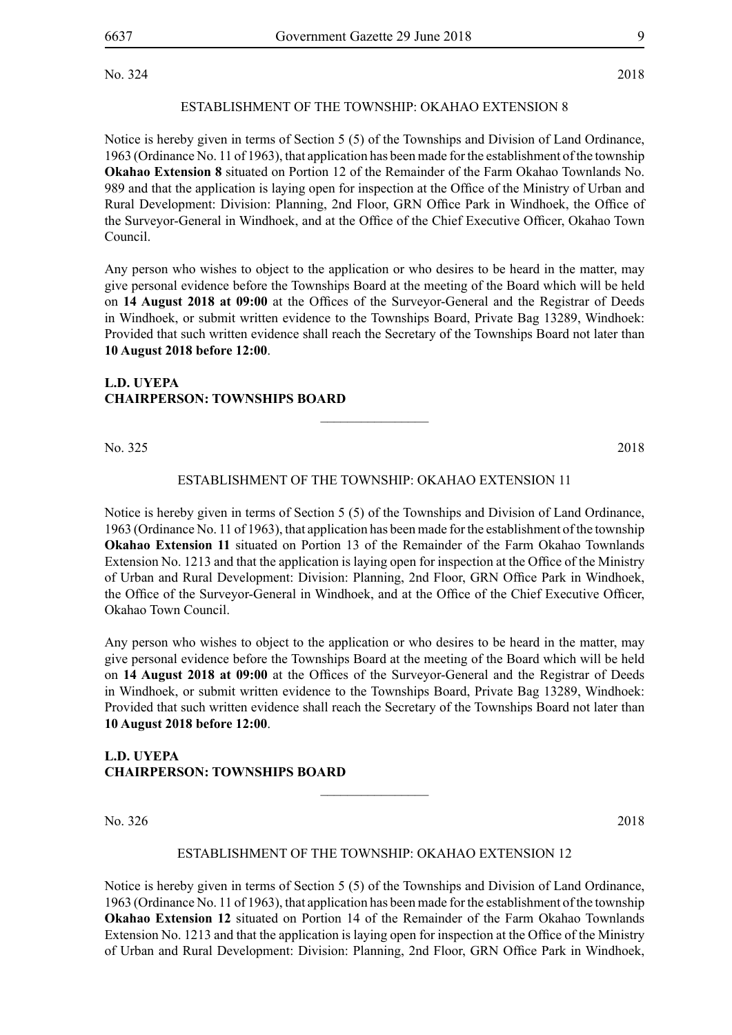No. 324 2018

ESTABLISHMENT OF THE TOWNSHIP: OKAHAO EXTENSION 8

Notice is hereby given in terms of Section 5 (5) of the Townships and Division of Land Ordinance, 1963 (Ordinance No. 11 of 1963), that application has been made for the establishment of the township **Okahao Extension 8** situated on Portion 12 of the Remainder of the Farm Okahao Townlands No. 989 and that the application is laying open for inspection at the Office of the Ministry of Urban and Rural Development: Division: Planning, 2nd Floor, GRN Office Park in Windhoek, the Office of the Surveyor-General in Windhoek, and at the Office of the Chief Executive Officer, Okahao Town Council.

Any person who wishes to object to the application or who desires to be heard in the matter, may give personal evidence before the Townships Board at the meeting of the Board which will be held on **14 August 2018 at 09:00** at the Offices of the Surveyor-General and the Registrar of Deeds in Windhoek, or submit written evidence to the Townships Board, Private Bag 13289, Windhoek: Provided that such written evidence shall reach the Secretary of the Townships Board not later than **10 August 2018 before 12:00**.

**L.D. UYEPA**
**CHAIRPERSON: TOWNSHIPS BOARD**

---

No. 325 2018

ESTABLISHMENT OF THE TOWNSHIP: OKAHAO EXTENSION 11

Notice is hereby given in terms of Section 5 (5) of the Townships and Division of Land Ordinance, 1963 (Ordinance No. 11 of 1963), that application has been made for the establishment of the township **Okahao Extension 11** situated on Portion 13 of the Remainder of the Farm Okahao Townlands Extension No. 1213 and that the application is laying open for inspection at the Office of the Ministry of Urban and Rural Development: Division: Planning, 2nd Floor, GRN Office Park in Windhoek, the Office of the Surveyor-General in Windhoek, and at the Office of the Chief Executive Officer, Okahao Town Council.

Any person who wishes to object to the application or who desires to be heard in the matter, may give personal evidence before the Townships Board at the meeting of the Board which will be held on **14 August 2018 at 09:00** at the Offices of the Surveyor-General and the Registrar of Deeds in Windhoek, or submit written evidence to the Townships Board, Private Bag 13289, Windhoek: Provided that such written evidence shall reach the Secretary of the Townships Board not later than **10 August 2018 before 12:00**.

**L.D. UYEPA**
**CHAIRPERSON: TOWNSHIPS BOARD**

---

No. 326 2018

ESTABLISHMENT OF THE TOWNSHIP: OKAHAO EXTENSION 12

Notice is hereby given in terms of Section 5 (5) of the Townships and Division of Land Ordinance, 1963 (Ordinance No. 11 of 1963), that application has been made for the establishment of the township **Okahao Extension 12** situated on Portion 14 of the Remainder of the Farm Okahao Townlands Extension No. 1213 and that the application is laying open for inspection at the Office of the Ministry of Urban and Rural Development: Division: Planning, 2nd Floor, GRN Office Park in Windhoek,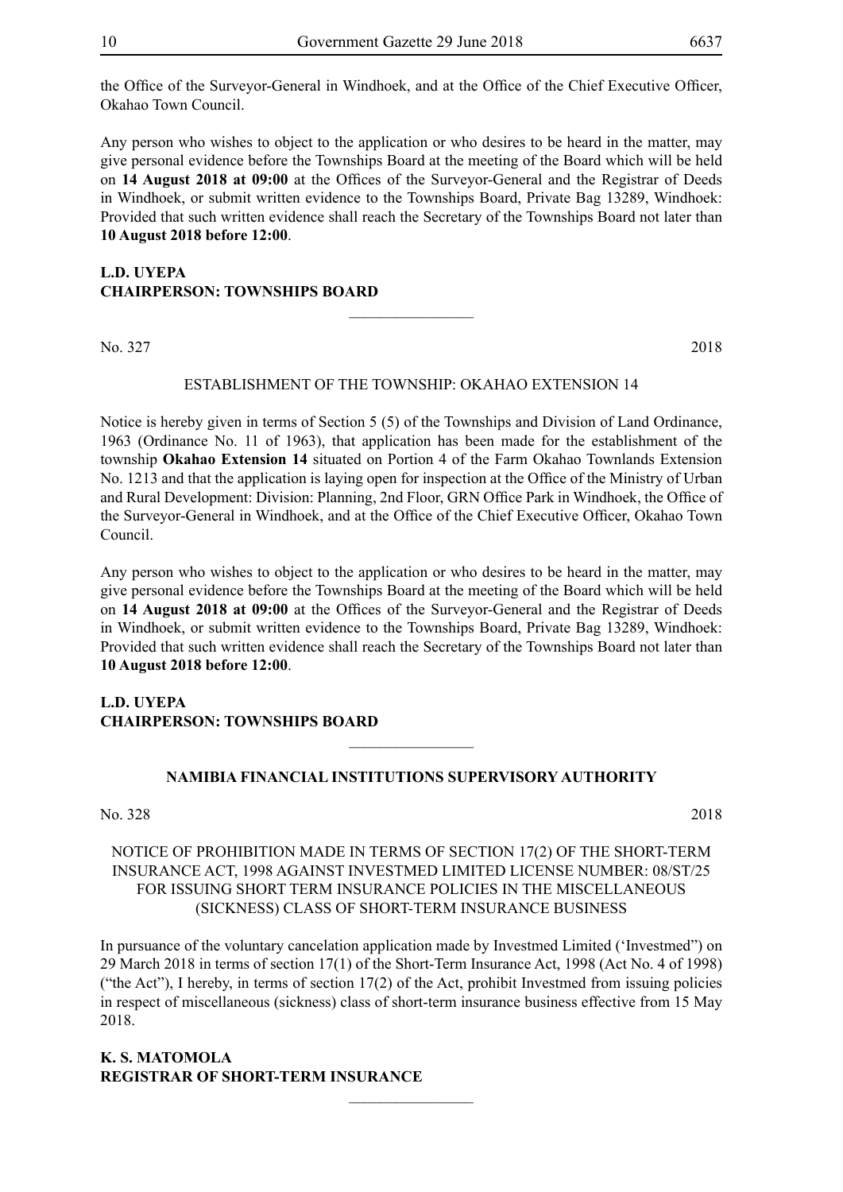the Office of the Surveyor-General in Windhoek, and at the Office of the Chief Executive Officer, Okahao Town Council.

Any person who wishes to object to the application or who desires to be heard in the matter, may give personal evidence before the Townships Board at the meeting of the Board which will be held on **14 August 2018 at 09:00** at the Offices of the Surveyor-General and the Registrar of Deeds in Windhoek, or submit written evidence to the Townships Board, Private Bag 13289, Windhoek: Provided that such written evidence shall reach the Secretary of the Townships Board not later than **10 August 2018 before 12:00**.

**L.D. UYEPA**
**CHAIRPERSON: TOWNSHIPS BOARD**

---

No. 327 2018

ESTABLISHMENT OF THE TOWNSHIP: OKAHAO EXTENSION 14

Notice is hereby given in terms of Section 5 (5) of the Townships and Division of Land Ordinance, 1963 (Ordinance No. 11 of 1963), that application has been made for the establishment of the township **Okahao Extension 14** situated on Portion 4 of the Farm Okahao Townlands Extension No. 1213 and that the application is laying open for inspection at the Office of the Ministry of Urban and Rural Development: Division: Planning, 2nd Floor, GRN Office Park in Windhoek, the Office of the Surveyor-General in Windhoek, and at the Office of the Chief Executive Officer, Okahao Town Council.

Any person who wishes to object to the application or who desires to be heard in the matter, may give personal evidence before the Townships Board at the meeting of the Board which will be held on **14 August 2018 at 09:00** at the Offices of the Surveyor-General and the Registrar of Deeds in Windhoek, or submit written evidence to the Townships Board, Private Bag 13289, Windhoek: Provided that such written evidence shall reach the Secretary of the Townships Board not later than **10 August 2018 before 12:00**.

**L.D. UYEPA**
**CHAIRPERSON: TOWNSHIPS BOARD**

---

## NAMIBIA FINANCIAL INSTITUTIONS SUPERVISORY AUTHORITY

No. 328 2018

NOTICE OF PROHIBITION MADE IN TERMS OF SECTION 17(2) OF THE SHORT-TERM INSURANCE ACT, 1998 AGAINST INVESTMED LIMITED LICENSE NUMBER: 08/ST/25 FOR ISSUING SHORT TERM INSURANCE POLICIES IN THE MISCELLANEOUS (SICKNESS) CLASS OF SHORT-TERM INSURANCE BUSINESS

In pursuance of the voluntary cancelation application made by Investmed Limited ('Investmed") on 29 March 2018 in terms of section 17(1) of the Short-Term Insurance Act, 1998 (Act No. 4 of 1998) ("the Act"), I hereby, in terms of section 17(2) of the Act, prohibit Investmed from issuing policies in respect of miscellaneous (sickness) class of short-term insurance business effective from 15 May 2018.

**K. S. MATOMOLA**
**REGISTRAR OF SHORT-TERM INSURANCE**

---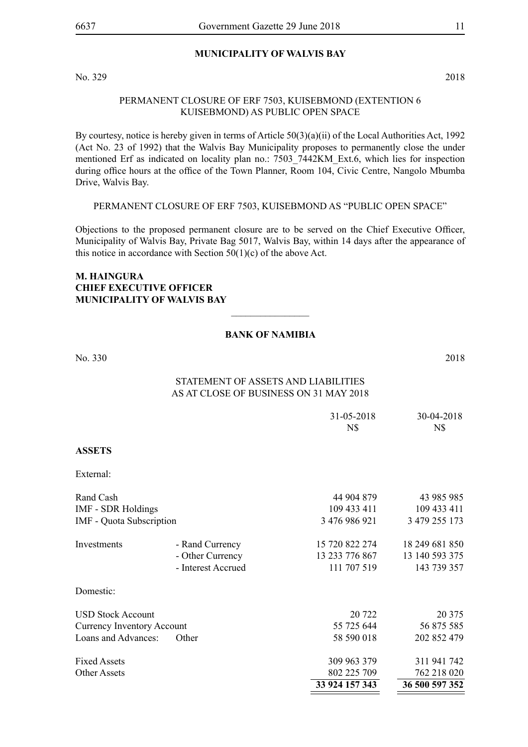**MUNICIPALITY OF WALVIS BAY**

No. 329 2018

PERMANENT CLOSURE OF ERF 7503, KUISEBMOND (EXTENTION 6 KUISEBMOND) AS PUBLIC OPEN SPACE

By courtesy, notice is hereby given in terms of Article 50(3)(a)(ii) of the Local Authorities Act, 1992 (Act No. 23 of 1992) that the Walvis Bay Municipality proposes to permanently close the under mentioned Erf as indicated on locality plan no.: 7503_7442KM_Ext.6, which lies for inspection during office hours at the office of the Town Planner, Room 104, Civic Centre, Nangolo Mbumba Drive, Walvis Bay.

PERMANENT CLOSURE OF ERF 7503, KUISEBMOND AS "PUBLIC OPEN SPACE"

Objections to the proposed permanent closure are to be served on the Chief Executive Officer, Municipality of Walvis Bay, Private Bag 5017, Walvis Bay, within 14 days after the appearance of this notice in accordance with Section 50(1)(c) of the above Act.

**M. HAINGURA**
**CHIEF EXECUTIVE OFFICER**
**MUNICIPALITY OF WALVIS BAY**

---

**BANK OF NAMIBIA**

No. 330 2018

STATEMENT OF ASSETS AND LIABILITIES
AS AT CLOSE OF BUSINESS ON 31 MAY 2018

| | | 31-05-2018 N$ | 30-04-2018 N$ |
|---|---|---|---|
| **ASSETS** | | | |
| External: | | | |
| Rand Cash | | 44 904 879 | 43 985 985 |
| IMF - SDR Holdings | | 109 433 411 | 109 433 411 |
| IMF - Quota Subscription | | 3 476 986 921 | 3 479 255 173 |
| Investments | - Rand Currency | 15 720 822 274 | 18 249 681 850 |
| | - Other Currency | 13 233 776 867 | 13 140 593 375 |
| | - Interest Accrued | 111 707 519 | 143 739 357 |
| Domestic: | | | |
| USD Stock Account | | 20 722 | 20 375 |
| Currency Inventory Account | | 55 725 644 | 56 875 585 |
| Loans and Advances: | Other | 58 590 018 | 202 852 479 |
| Fixed Assets | | 309 963 379 | 311 941 742 |
| Other Assets | | 802 225 709 | 762 218 020 |
| | | **33 924 157 343** | **36 500 597 352** |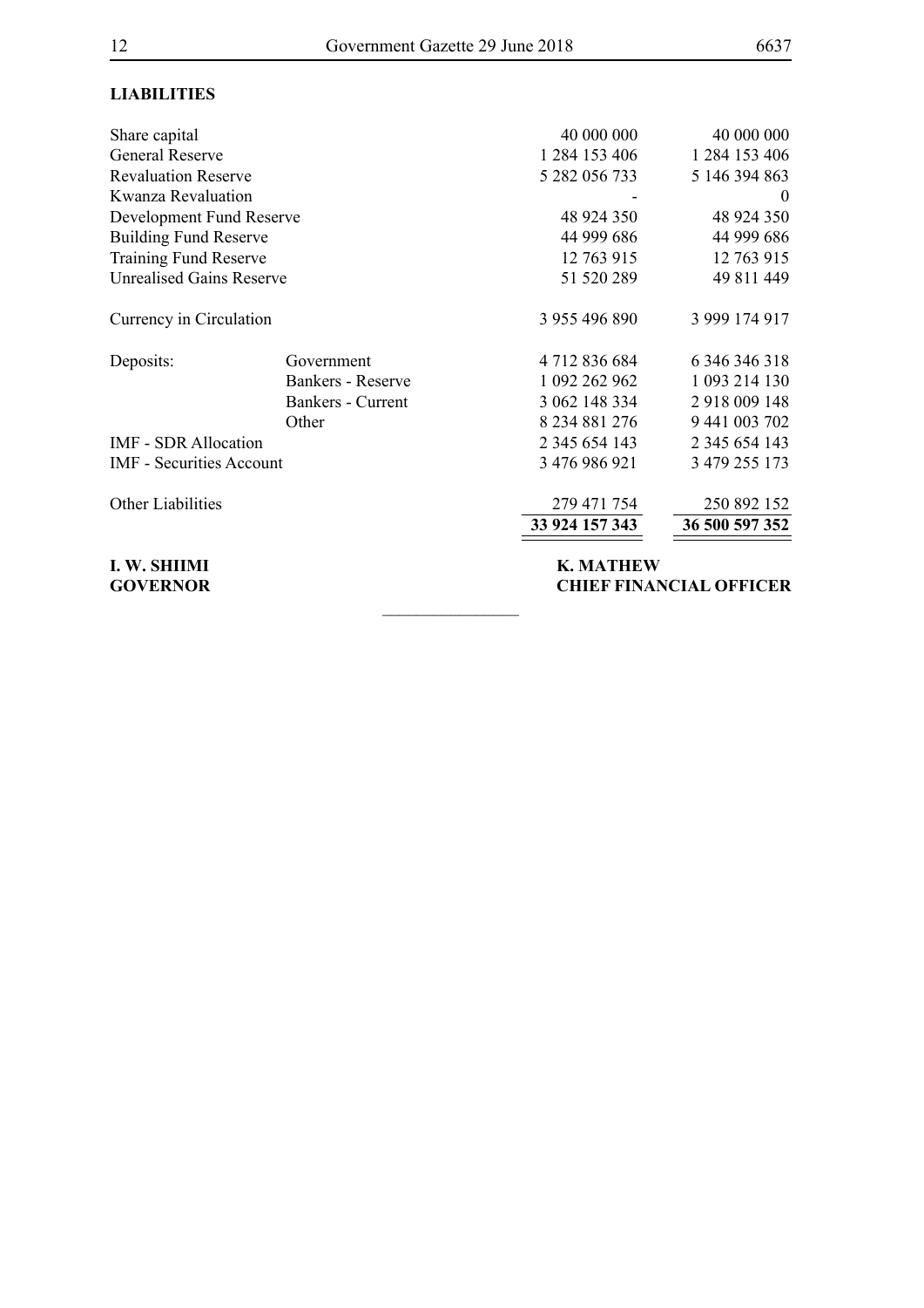**LIABILITIES**

| | | | |
|---|---|---|---|
| Share capital | | 40 000 000 | 40 000 000 |
| General Reserve | | 1 284 153 406 | 1 284 153 406 |
| Revaluation Reserve | | 5 282 056 733 | 5 146 394 863 |
| Kwanza Revaluation | | - | 0 |
| Development Fund Reserve | | 48 924 350 | 48 924 350 |
| Building Fund Reserve | | 44 999 686 | 44 999 686 |
| Training Fund Reserve | | 12 763 915 | 12 763 915 |
| Unrealised Gains Reserve | | 51 520 289 | 49 811 449 |
| Currency in Circulation | | 3 955 496 890 | 3 999 174 917 |
| Deposits: | Government | 4 712 836 684 | 6 346 346 318 |
| | Bankers - Reserve | 1 092 262 962 | 1 093 214 130 |
| | Bankers - Current | 3 062 148 334 | 2 918 009 148 |
| | Other | 8 234 881 276 | 9 441 003 702 |
| IMF - SDR Allocation | | 2 345 654 143 | 2 345 654 143 |
| IMF - Securities Account | | 3 476 986 921 | 3 479 255 173 |
| Other Liabilities | | 279 471 754 | 250 892 152 |
| | | **33 924 157 343** | **36 500 597 352** |

**I. W. SHIIMI**
**GOVERNOR**

**K. MATHEW**
**CHIEF FINANCIAL OFFICER**